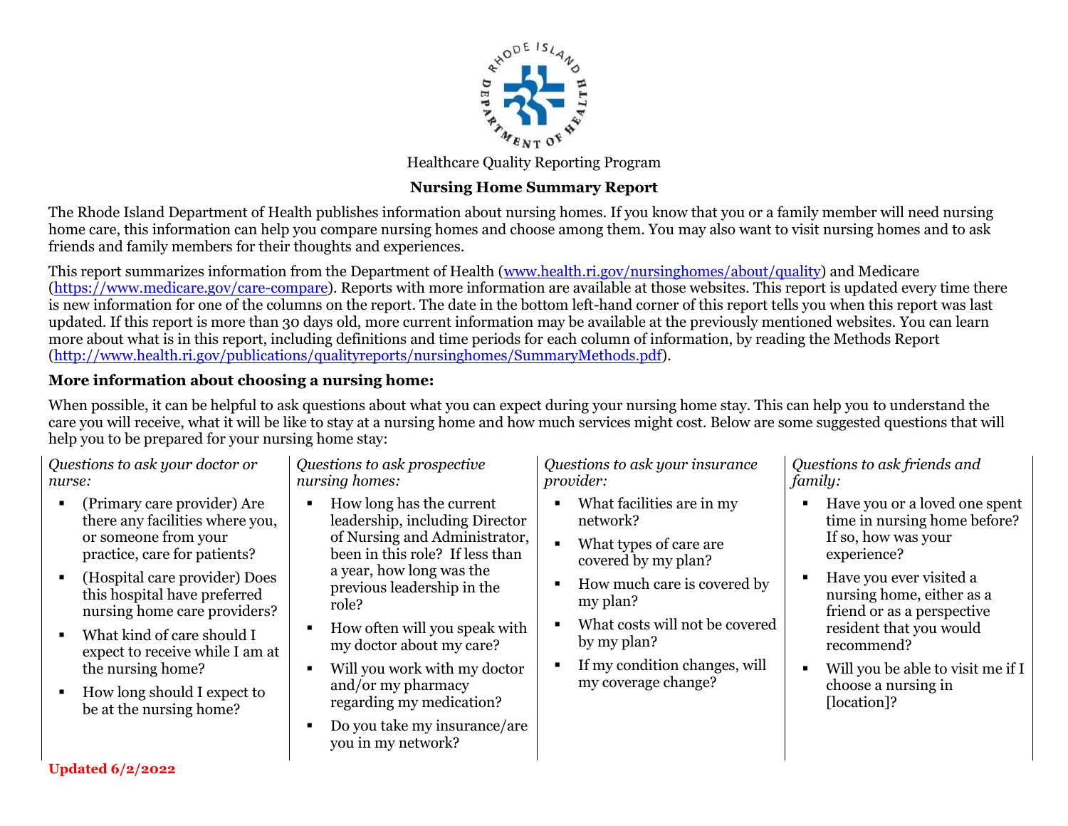Healthcare Quality Reporting Program

# Nursing Home Summary Report

The Rhode Island Department of Health publishes information about nursing homes. If you know that you or a family member will need nursing home care, this information can help you compare nursing homes and choose among them. You may also want to visit nursing homes and to ask friends and family members for their thoughts and experiences.

This report summarizes information from the Department of Health (www.health.ri.gov/nursinghomes/about/quality) and Medicare (https://www.medicare.gov/care-compare). Reports with more information are available at those websites. This report is updated every time there is new information for one of the columns on the report. The date in the bottom left-hand corner of this report tells you when this report was last updated. If this report is more than 30 days old, more current information may be available at the previously mentioned websites. You can learn more about what is in this report, including definitions and time periods for each column of information, by reading the Methods Report (http://www.health.ri.gov/publications/qualityreports/nursinghomes/SummaryMethods.pdf).

## More information about choosing a nursing home:

When possible, it can be helpful to ask questions about what you can expect during your nursing home stay. This can help you to understand the care you will receive, what it will be like to stay at a nursing home and how much services might cost. Below are some suggested questions that will help you to be prepared for your nursing home stay:

*Questions to ask your doctor or nurse:*

- (Primary care provider) Are there any facilities where you, or someone from your practice, care for patients?
- (Hospital care provider) Does this hospital have preferred nursing home care providers?
- What kind of care should I expect to receive while I am at the nursing home?
- How long should I expect to be at the nursing home?

*Questions to ask prospective nursing homes:*

- How long has the current leadership, including Director of Nursing and Administrator, been in this role? If less than a year, how long was the previous leadership in the role?
- How often will you speak with my doctor about my care?
- Will you work with my doctor and/or my pharmacy regarding my medication?
- Do you take my insurance/are you in my network?

*Questions to ask your insurance provider:*

- What facilities are in my network?
- What types of care are covered by my plan?
- How much care is covered by my plan?
- What costs will not be covered by my plan?
- If my condition changes, will my coverage change?

*Questions to ask friends and family:*

- Have you or a loved one spent time in nursing home before? If so, how was your experience?
- Have you ever visited a nursing home, either as a friend or as a perspective resident that you would recommend?
- Will you be able to visit me if I choose a nursing in [location]?

**Updated 6/2/2022**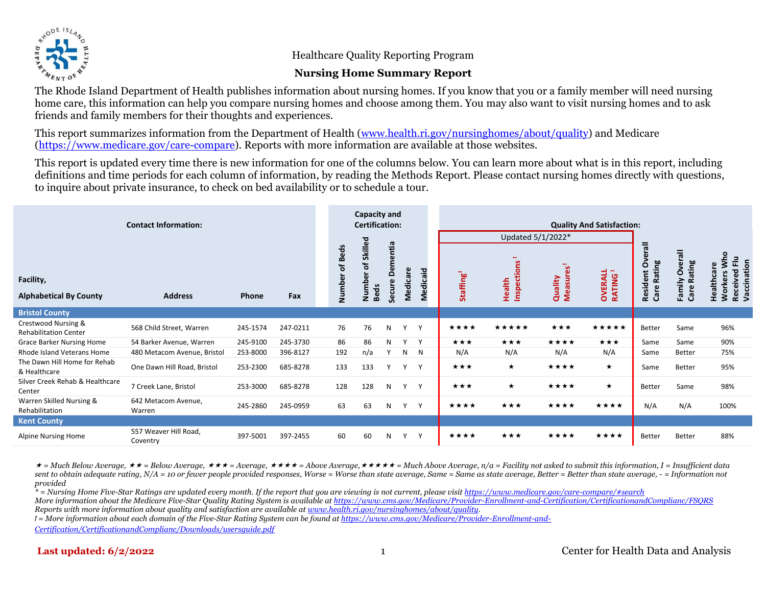Healthcare Quality Reporting Program

# Nursing Home Summary Report

The Rhode Island Department of Health publishes information about nursing homes. If you know that you or a family member will need nursing home care, this information can help you compare nursing homes and choose among them. You may also want to visit nursing homes and to ask friends and family members for their thoughts and experiences.

This report summarizes information from the Department of Health (www.health.ri.gov/nursinghomes/about/quality) and Medicare (https://www.medicare.gov/care-compare). Reports with more information are available at those websites.

This report is updated every time there is new information for one of the columns below. You can learn more about what is in this report, including definitions and time periods for each column of information, by reading the Methods Report. Please contact nursing homes directly with questions, to inquire about private insurance, to check on bed availability or to schedule a tour.

| Contact Information: | | | | Capacity and Certification: | | | | | Quality And Satisfaction: | | | | | | |
|---|---|---|---|---|---|---|---|---|---|---|---|---|---|---|---|
| | | | | | | | | | Updated 5/1/2022* | | | | | | |
| Facility, Alphabetical By County | Address | Phone | Fax | Number of Beds | Number of Skilled Beds | Secure Dementia | Medicare | Medicaid | Staffing[I] | Health Inspections[I] | Quality Measures[I] | OVERALL RATING[I] | Resident Overall Care Rating | Family Overall Care Rating | Healthcare Workers Who Received Flu Vaccination |
| **Bristol County** | | | | | | | | | | | | | | | |
| Crestwood Nursing & Rehabilitation Center | 568 Child Street, Warren | 245-1574 | 247-0211 | 76 | 76 | N | Y | Y | ★★★★ | ★★★★★ | ★★★ | ★★★★★ | Better | Same | 96% |
| Grace Barker Nursing Home | 54 Barker Avenue, Warren | 245-9100 | 245-3730 | 86 | 86 | N | Y | Y | ★★★ | ★★★ | ★★★★ | ★★★ | Same | Same | 90% |
| Rhode Island Veterans Home | 480 Metacom Avenue, Bristol | 253-8000 | 396-8127 | 192 | n/a | Y | N | N | N/A | N/A | N/A | N/A | Same | Better | 75% |
| The Dawn Hill Home for Rehab & Healthcare | One Dawn Hill Road, Bristol | 253-2300 | 685-8278 | 133 | 133 | Y | Y | Y | ★★★ | ★ | ★★★★ | ★ | Same | Better | 95% |
| Silver Creek Rehab & Healthcare Center | 7 Creek Lane, Bristol | 253-3000 | 685-8278 | 128 | 128 | N | Y | Y | ★★★ | ★ | ★★★★ | ★ | Better | Same | 98% |
| Warren Skilled Nursing & Rehabilitation | 642 Metacom Avenue, Warren | 245-2860 | 245-0959 | 63 | 63 | N | Y | Y | ★★★★ | ★★★ | ★★★★ | ★★★★ | N/A | N/A | 100% |
| **Kent County** | | | | | | | | | | | | | | | |
| Alpine Nursing Home | 557 Weaver Hill Road, Coventry | 397-5001 | 397-2455 | 60 | 60 | N | Y | Y | ★★★★ | ★★★ | ★★★★ | ★★★★ | Better | Better | 88% |

*★ = Much Below Average, ★★ = Below Average, ★★★ = Average, ★★★★ = Above Average, ★★★★★ = Much Above Average, n/a = Facility not asked to submit this information, I = Insufficient data sent to obtain adequate rating, N/A = 10 or fewer people provided responses, Worse = Worse than state average, Same = Same as state average, Better = Better than state average, - = Information not provided*

*\* = Nursing Home Five-Star Ratings are updated every month. If the report that you are viewing is not current, please visit https://www.medicare.gov/care-compare/#search*

*More information about the Medicare Five-Star Quality Rating System is available at https://www.cms.gov/Medicare/Provider-Enrollment-and-Certification/CertificationandComplianc/FSQRS*

*Reports with more information about quality and satisfaction are available at www.health.ri.gov/nursinghomes/about/quality.*

*I = More information about each domain of the Five-Star Rating System can be found at https://www.cms.gov/Medicare/Provider-Enrollment-and-Certification/CertificationandComplianc/Downloads/usersguide.pdf*

**Last updated: 6/2/2022**

Center for Health Data and Analysis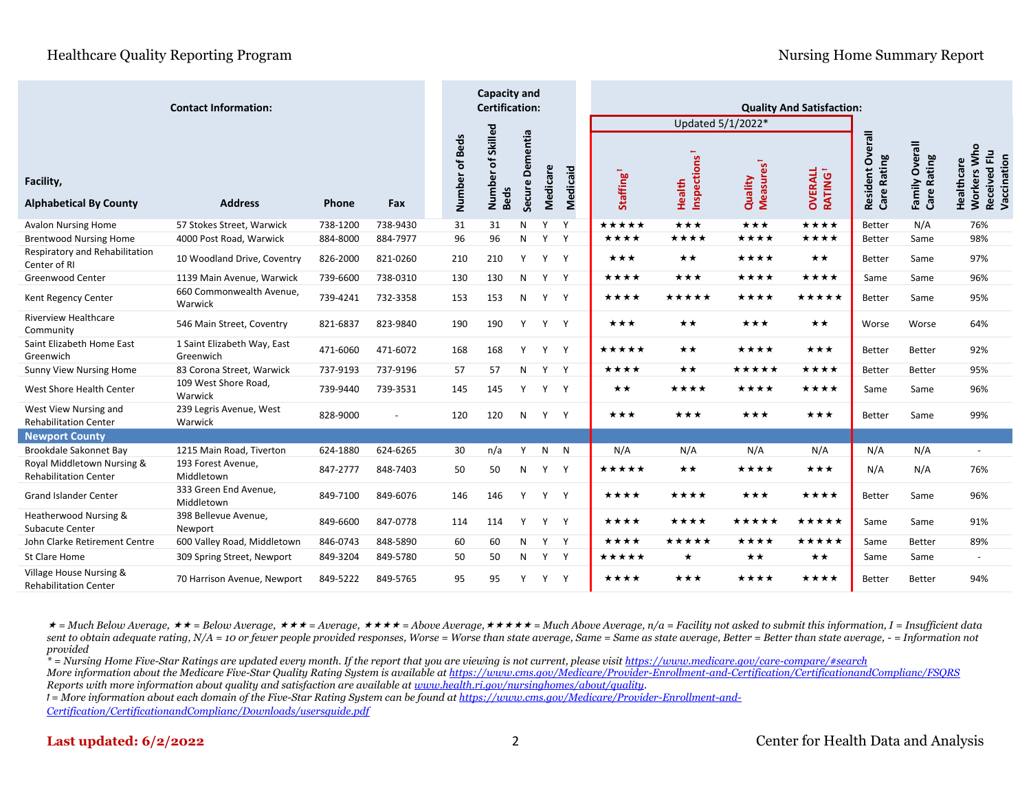| Contact Information: | | | | Capacity and Certification: | | | | | Quality And Satisfaction: | | | | | | |
|---|---|---|---|---|---|---|---|---|---|---|---|---|---|---|---|
| | | | | | | | | | Updated 5/1/2022* | | | | | | |
| Facility, Alphabetical By County | Address | Phone | Fax | Number of Beds | Number of Skilled Beds | Secure Dementia | Medicare | Medicaid | Staffing ǂ | Health Inspections ǂ | Quality Measures ǂ | OVERALL RATING ǂ | Resident Overall Care Rating | Family Overall Care Rating | Healthcare Workers Who Received Flu Vaccination |
| Avalon Nursing Home | 57 Stokes Street, Warwick | 738-1200 | 738-9430 | 31 | 31 | N | Y | Y | ★★★★★ | ★★★ | ★★★ | ★★★★ | Better | N/A | 76% |
| Brentwood Nursing Home | 4000 Post Road, Warwick | 884-8000 | 884-7977 | 96 | 96 | N | Y | Y | ★★★★ | ★★★★ | ★★★★ | ★★★★ | Better | Same | 98% |
| Respiratory and Rehabilitation Center of RI | 10 Woodland Drive, Coventry | 826-2000 | 821-0260 | 210 | 210 | Y | Y | Y | ★★★ | ★★ | ★★★★ | ★★ | Better | Same | 97% |
| Greenwood Center | 1139 Main Avenue, Warwick | 739-6600 | 738-0310 | 130 | 130 | N | Y | Y | ★★★★ | ★★★ | ★★★★ | ★★★★ | Same | Same | 96% |
| Kent Regency Center | 660 Commonwealth Avenue, Warwick | 739-4241 | 732-3358 | 153 | 153 | N | Y | Y | ★★★★ | ★★★★★ | ★★★★ | ★★★★★ | Better | Same | 95% |
| Riverview Healthcare Community | 546 Main Street, Coventry | 821-6837 | 823-9840 | 190 | 190 | Y | Y | Y | ★★★ | ★★ | ★★★ | ★★ | Worse | Worse | 64% |
| Saint Elizabeth Home East Greenwich | 1 Saint Elizabeth Way, East Greenwich | 471-6060 | 471-6072 | 168 | 168 | Y | Y | Y | ★★★★★ | ★★ | ★★★★ | ★★★ | Better | Better | 92% |
| Sunny View Nursing Home | 83 Corona Street, Warwick | 737-9193 | 737-9196 | 57 | 57 | N | Y | Y | ★★★★ | ★★ | ★★★★★ | ★★★★ | Better | Better | 95% |
| West Shore Health Center | 109 West Shore Road, Warwick | 739-9440 | 739-3531 | 145 | 145 | Y | Y | Y | ★★ | ★★★★ | ★★★★ | ★★★★ | Same | Same | 96% |
| West View Nursing and Rehabilitation Center | 239 Legris Avenue, West Warwick | 828-9000 | - | 120 | 120 | N | Y | Y | ★★★ | ★★★ | ★★★ | ★★★ | Better | Same | 99% |
| **Newport County** | | | | | | | | | | | | | | | |
| Brookdale Sakonnet Bay | 1215 Main Road, Tiverton | 624-1880 | 624-6265 | 30 | n/a | Y | N | N | N/A | N/A | N/A | N/A | N/A | N/A | - |
| Royal Middletown Nursing & Rehabilitation Center | 193 Forest Avenue, Middletown | 847-2777 | 848-7403 | 50 | 50 | N | Y | Y | ★★★★★ | ★★ | ★★★★ | ★★★ | N/A | N/A | 76% |
| Grand Islander Center | 333 Green End Avenue, Middletown | 849-7100 | 849-6076 | 146 | 146 | Y | Y | Y | ★★★★ | ★★★★ | ★★★ | ★★★★ | Better | Same | 96% |
| Heatherwood Nursing & Subacute Center | 398 Bellevue Avenue, Newport | 849-6600 | 847-0778 | 114 | 114 | Y | Y | Y | ★★★★ | ★★★★ | ★★★★★ | ★★★★★ | Same | Same | 91% |
| John Clarke Retirement Centre | 600 Valley Road, Middletown | 846-0743 | 848-5890 | 60 | 60 | N | Y | Y | ★★★★ | ★★★★★ | ★★★★ | ★★★★★ | Same | Better | 89% |
| St Clare Home | 309 Spring Street, Newport | 849-3204 | 849-5780 | 50 | 50 | N | Y | Y | ★★★★★ | ★ | ★★ | ★★ | Same | Same | - |
| Village House Nursing & Rehabilitation Center | 70 Harrison Avenue, Newport | 849-5222 | 849-5765 | 95 | 95 | Y | Y | Y | ★★★★ | ★★★ | ★★★★ | ★★★★ | Better | Better | 94% |

*★ = Much Below Average, ★★ = Below Average, ★★★ = Average, ★★★★ = Above Average, ★★★★★ = Much Above Average, n/a = Facility not asked to submit this information, I = Insufficient data sent to obtain adequate rating, N/A = 10 or fewer people provided responses, Worse = Worse than state average, Same = Same as state average, Better = Better than state average, - = Information not provided*

*\* = Nursing Home Five-Star Ratings are updated every month. If the report that you are viewing is not current, please visit https://www.medicare.gov/care-compare/#search*

*More information about the Medicare Five-Star Quality Rating System is available at https://www.cms.gov/Medicare/Provider-Enrollment-and-Certification/CertificationandComplianc/FSQRS*

*Reports with more information about quality and satisfaction are available at www.health.ri.gov/nursinghomes/about/quality.*

*ǂ = More information about each domain of the Five-Star Rating System can be found at https://www.cms.gov/Medicare/Provider-Enrollment-and-Certification/CertificationandComplianc/Downloads/usersguide.pdf*

**Last updated: 6/2/2022**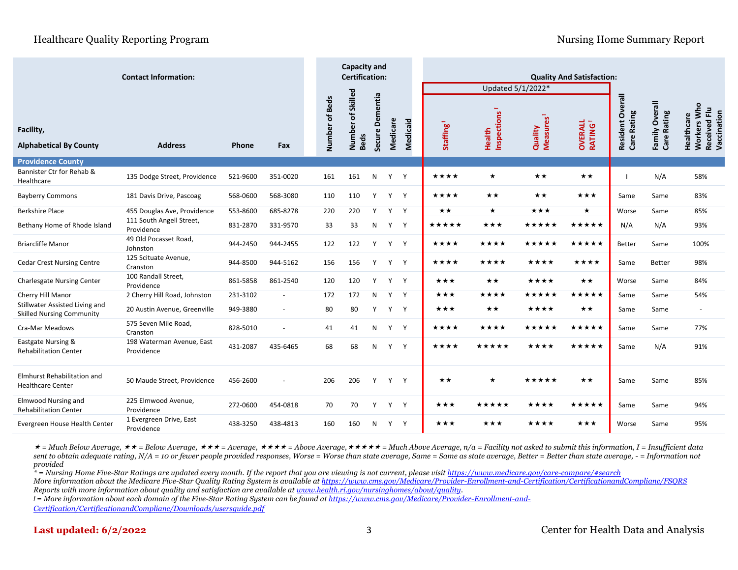| Facility, Alphabetical By County | Address | Phone | Fax | Number of Beds | Number of Skilled Beds | Secure Dementia | Medicare | Medicaid | Staffing[†] | Health Inspections[†] | Quality Measures[†] | OVERALL RATING[†] | Resident Overall Care Rating | Family Overall Care Rating | Healthcare Workers Who Received Flu Vaccination |
|---|---|---|---|---|---|---|---|---|---|---|---|---|---|---|---|
| **Contact Information:** | | | | **Capacity and Certification:** | | | | | **Quality And Satisfaction:** Updated 5/1/2022* | | | | | | |
| **Providence County** | | | | | | | | | | | | | | | |
| Bannister Ctr for Rehab & Healthcare | 135 Dodge Street, Providence | 521-9600 | 351-0020 | 161 | 161 | N | Y | Y | ★★★★ | ★ | ★★ | ★★ | I | N/A | 58% |
| Bayberry Commons | 181 Davis Drive, Pascoag | 568-0600 | 568-3080 | 110 | 110 | Y | Y | Y | ★★★★ | ★★ | ★★ | ★★★ | Same | Same | 83% |
| Berkshire Place | 455 Douglas Ave, Providence | 553-8600 | 685-8278 | 220 | 220 | Y | Y | Y | ★★ | ★ | ★★★ | ★ | Worse | Same | 85% |
| Bethany Home of Rhode Island | 111 South Angell Street, Providence | 831-2870 | 331-9570 | 33 | 33 | N | Y | Y | ★★★★★ | ★★★ | ★★★★★ | ★★★★★ | N/A | N/A | 93% |
| Briarcliffe Manor | 49 Old Pocasset Road, Johnston | 944-2450 | 944-2455 | 122 | 122 | Y | Y | Y | ★★★★ | ★★★★ | ★★★★★ | ★★★★★ | Better | Same | 100% |
| Cedar Crest Nursing Centre | 125 Scituate Avenue, Cranston | 944-8500 | 944-5162 | 156 | 156 | Y | Y | Y | ★★★★ | ★★★★ | ★★★★ | ★★★★ | Same | Better | 98% |
| Charlesgate Nursing Center | 100 Randall Street, Providence | 861-5858 | 861-2540 | 120 | 120 | Y | Y | Y | ★★★ | ★★ | ★★★★ | ★★ | Worse | Same | 84% |
| Cherry Hill Manor | 2 Cherry Hill Road, Johnston | 231-3102 | - | 172 | 172 | N | Y | Y | ★★★ | ★★★★ | ★★★★★ | ★★★★★ | Same | Same | 54% |
| Stillwater Assisted Living and Skilled Nursing Community | 20 Austin Avenue, Greenville | 949-3880 | - | 80 | 80 | Y | Y | Y | ★★★ | ★★ | ★★★★ | ★★ | Same | Same | - |
| Cra-Mar Meadows | 575 Seven Mile Road, Cranston | 828-5010 | - | 41 | 41 | N | Y | Y | ★★★★ | ★★★★ | ★★★★★ | ★★★★★ | Same | Same | 77% |
| Eastgate Nursing & Rehabilitation Center | 198 Waterman Avenue, East Providence | 431-2087 | 435-6465 | 68 | 68 | N | Y | Y | ★★★★ | ★★★★★ | ★★★★ | ★★★★★ | Same | N/A | 91% |
| Elmhurst Rehabilitation and Healthcare Center | 50 Maude Street, Providence | 456-2600 | - | 206 | 206 | Y | Y | Y | ★★ | ★ | ★★★★★ | ★★ | Same | Same | 85% |
| Elmwood Nursing and Rehabilitation Center | 225 Elmwood Avenue, Providence | 272-0600 | 454-0818 | 70 | 70 | Y | Y | Y | ★★★ | ★★★★★ | ★★★★ | ★★★★★ | Same | Same | 94% |
| Evergreen House Health Center | 1 Evergreen Drive, East Providence | 438-3250 | 438-4813 | 160 | 160 | N | Y | Y | ★★★ | ★★★ | ★★★★ | ★★★ | Worse | Same | 95% |

*★ = Much Below Average, ★★ = Below Average, ★★★ = Average, ★★★★ = Above Average, ★★★★★ = Much Above Average, n/a = Facility not asked to submit this information, I = Insufficient data sent to obtain adequate rating, N/A = 10 or fewer people provided responses, Worse = Worse than state average, Same = Same as state average, Better = Better than state average, - = Information not provided*

*\* = Nursing Home Five-Star Ratings are updated every month. If the report that you are viewing is not current, please visit https://www.medicare.gov/care-compare/#search*

*More information about the Medicare Five-Star Quality Rating System is available at https://www.cms.gov/Medicare/Provider-Enrollment-and-Certification/CertificationandComplianc/FSQRS*

*Reports with more information about quality and satisfaction are available at www.health.ri.gov/nursinghomes/about/quality.*

*† = More information about each domain of the Five-Star Rating System can be found at https://www.cms.gov/Medicare/Provider-Enrollment-and-Certification/CertificationandComplianc/Downloads/usersguide.pdf*

**Last updated: 6/2/2022**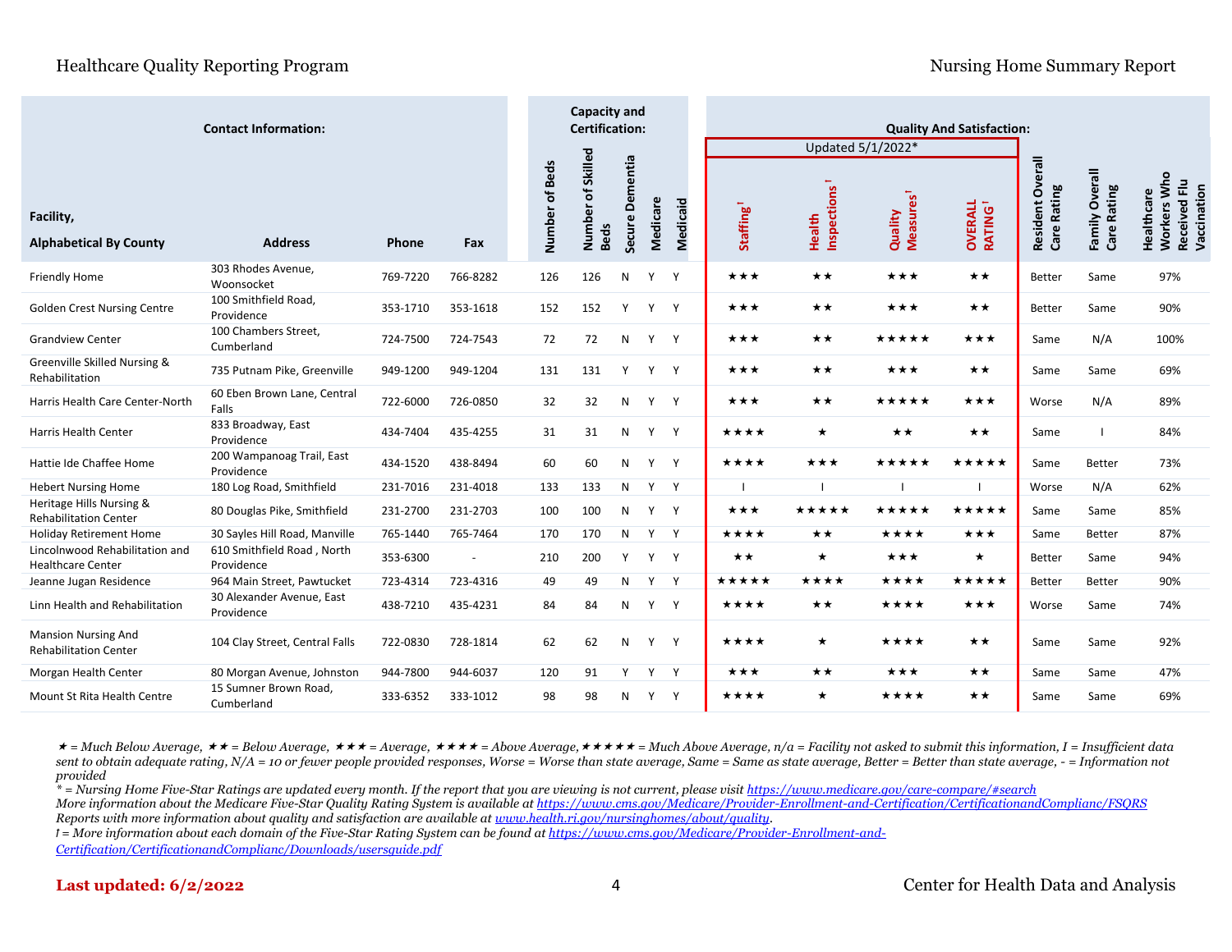| Contact Information: | | | | Capacity and Certification: | | | | | Quality And Satisfaction: | | | | | | |
|---|---|---|---|---|---|---|---|---|---|---|---|---|---|---|---|
| | | | | | | | | | Updated 5/1/2022* | | | | | | |
| Facility, Alphabetical By County | Address | Phone | Fax | Number of Beds | Number of Skilled Beds | Secure Dementia | Medicare | Medicaid | Staffing ǂ | Health Inspections ǂ | Quality Measures ǂ | OVERALL RATING ǂ | Resident Overall Care Rating | Family Overall Care Rating | Healthcare Workers Who Received Flu Vaccination |
| Friendly Home | 303 Rhodes Avenue, Woonsocket | 769-7220 | 766-8282 | 126 | 126 | N | Y | Y | ★★★ | ★★ | ★★★ | ★★ | Better | Same | 97% |
| Golden Crest Nursing Centre | 100 Smithfield Road, Providence | 353-1710 | 353-1618 | 152 | 152 | Y | Y | Y | ★★★ | ★★ | ★★★ | ★★ | Better | Same | 90% |
| Grandview Center | 100 Chambers Street, Cumberland | 724-7500 | 724-7543 | 72 | 72 | N | Y | Y | ★★★ | ★★ | ★★★★★ | ★★★ | Same | N/A | 100% |
| Greenville Skilled Nursing & Rehabilitation | 735 Putnam Pike, Greenville | 949-1200 | 949-1204 | 131 | 131 | Y | Y | Y | ★★★ | ★★ | ★★★ | ★★ | Same | Same | 69% |
| Harris Health Care Center-North | 60 Eben Brown Lane, Central Falls | 722-6000 | 726-0850 | 32 | 32 | N | Y | Y | ★★★ | ★★ | ★★★★★ | ★★★ | Worse | N/A | 89% |
| Harris Health Center | 833 Broadway, East Providence | 434-7404 | 435-4255 | 31 | 31 | N | Y | Y | ★★★★ | ★ | ★★ | ★★ | Same | I | 84% |
| Hattie Ide Chaffee Home | 200 Wampanoag Trail, East Providence | 434-1520 | 438-8494 | 60 | 60 | N | Y | Y | ★★★★ | ★★★ | ★★★★★ | ★★★★★ | Same | Better | 73% |
| Hebert Nursing Home | 180 Log Road, Smithfield | 231-7016 | 231-4018 | 133 | 133 | N | Y | Y | I | I | I | I | Worse | N/A | 62% |
| Heritage Hills Nursing & Rehabilitation Center | 80 Douglas Pike, Smithfield | 231-2700 | 231-2703 | 100 | 100 | N | Y | Y | ★★★ | ★★★★★ | ★★★★★ | ★★★★★ | Same | Same | 85% |
| Holiday Retirement Home | 30 Sayles Hill Road, Manville | 765-1440 | 765-7464 | 170 | 170 | N | Y | Y | ★★★★ | ★★ | ★★★★ | ★★★ | Same | Better | 87% |
| Lincolnwood Rehabilitation and Healthcare Center | 610 Smithfield Road , North Providence | 353-6300 | - | 210 | 200 | Y | Y | Y | ★★ | ★ | ★★★ | ★ | Better | Same | 94% |
| Jeanne Jugan Residence | 964 Main Street, Pawtucket | 723-4314 | 723-4316 | 49 | 49 | N | Y | Y | ★★★★★ | ★★★★ | ★★★★ | ★★★★★ | Better | Better | 90% |
| Linn Health and Rehabilitation | 30 Alexander Avenue, East Providence | 438-7210 | 435-4231 | 84 | 84 | N | Y | Y | ★★★★ | ★★ | ★★★★ | ★★★ | Worse | Same | 74% |
| Mansion Nursing And Rehabilitation Center | 104 Clay Street, Central Falls | 722-0830 | 728-1814 | 62 | 62 | N | Y | Y | ★★★★ | ★ | ★★★★ | ★★ | Same | Same | 92% |
| Morgan Health Center | 80 Morgan Avenue, Johnston | 944-7800 | 944-6037 | 120 | 91 | Y | Y | Y | ★★★ | ★★ | ★★★ | ★★ | Same | Same | 47% |
| Mount St Rita Health Centre | 15 Sumner Brown Road, Cumberland | 333-6352 | 333-1012 | 98 | 98 | N | Y | Y | ★★★★ | ★ | ★★★★ | ★★ | Same | Same | 69% |

*★ = Much Below Average, ★★ = Below Average, ★★★ = Average, ★★★★ = Above Average, ★★★★★ = Much Above Average, n/a = Facility not asked to submit this information, I = Insufficient data sent to obtain adequate rating, N/A = 10 or fewer people provided responses, Worse = Worse than state average, Same = Same as state average, Better = Better than state average, - = Information not provided*

*\* = Nursing Home Five-Star Ratings are updated every month. If the report that you are viewing is not current, please visit https://www.medicare.gov/care-compare/#search*

*More information about the Medicare Five-Star Quality Rating System is available at https://www.cms.gov/Medicare/Provider-Enrollment-and-Certification/CertificationandComplianc/FSQRS*

*Reports with more information about quality and satisfaction are available at www.health.ri.gov/nursinghomes/about/quality.*

*ǂ = More information about each domain of the Five-Star Rating System can be found at https://www.cms.gov/Medicare/Provider-Enrollment-and-Certification/CertificationandComplianc/Downloads/usersguide.pdf*

**Last updated: 6/2/2022**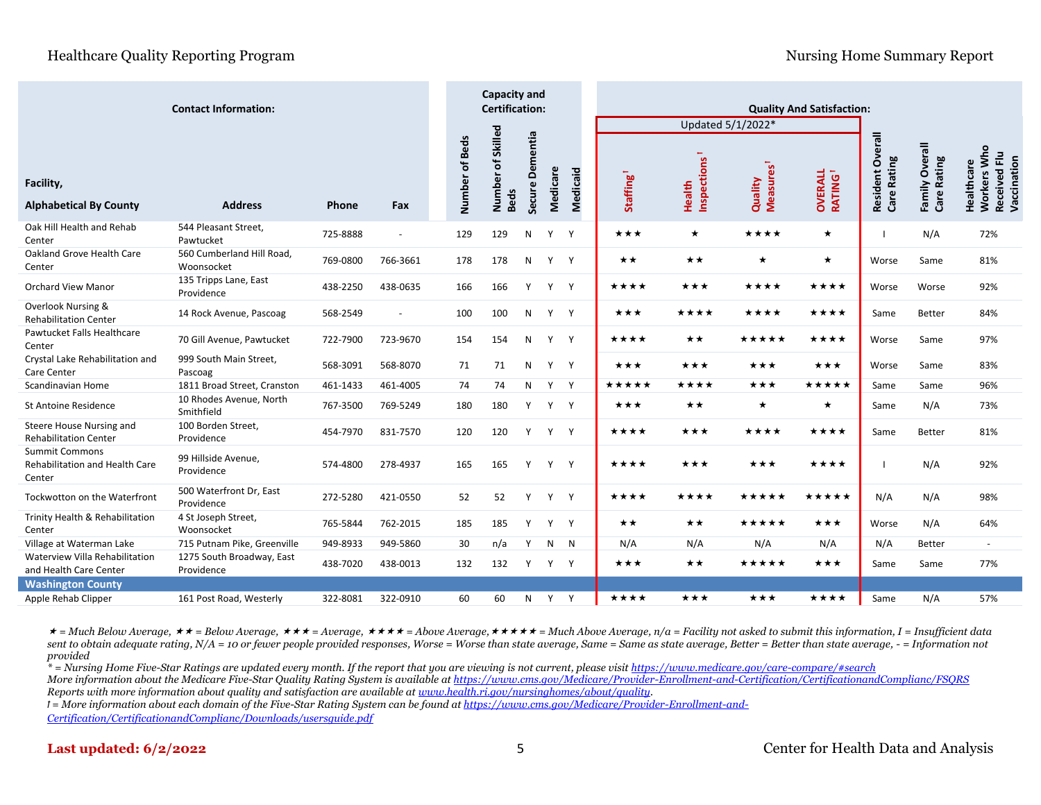| Facility, Alphabetical By County | Address | Phone | Fax | Number of Beds | Number of Skilled Beds | Secure Dementia | Medicare | Medicaid | Staffing ⁱ | Health Inspections ⁱ | Quality Measures ⁱ | OVERALL RATING ⁱ | Resident Overall Care Rating | Family Overall Care Rating | Healthcare Workers Who Received Flu Vaccination |
|---|---|---|---|---|---|---|---|---|---|---|---|---|---|---|---|
| Contact Information: | | | | Capacity and Certification: | | | | | Quality And Satisfaction: Updated 5/1/2022* | | | | | | |
| Oak Hill Health and Rehab Center | 544 Pleasant Street, Pawtucket | 725-8888 | - | 129 | 129 | N | Y | Y | ★★★ | ★ | ★★★★ | ★ | I | N/A | 72% |
| Oakland Grove Health Care Center | 560 Cumberland Hill Road, Woonsocket | 769-0800 | 766-3661 | 178 | 178 | N | Y | Y | ★★ | ★★ | ★ | ★ | Worse | Same | 81% |
| Orchard View Manor | 135 Tripps Lane, East Providence | 438-2250 | 438-0635 | 166 | 166 | Y | Y | Y | ★★★★ | ★★★ | ★★★★ | ★★★★ | Worse | Worse | 92% |
| Overlook Nursing & Rehabilitation Center | 14 Rock Avenue, Pascoag | 568-2549 | - | 100 | 100 | N | Y | Y | ★★★ | ★★★★ | ★★★★ | ★★★★ | Same | Better | 84% |
| Pawtucket Falls Healthcare Center | 70 Gill Avenue, Pawtucket | 722-7900 | 723-9670 | 154 | 154 | N | Y | Y | ★★★★ | ★★ | ★★★★★ | ★★★★ | Worse | Same | 97% |
| Crystal Lake Rehabilitation and Care Center | 999 South Main Street, Pascoag | 568-3091 | 568-8070 | 71 | 71 | N | Y | Y | ★★★ | ★★★ | ★★★ | ★★★ | Worse | Same | 83% |
| Scandinavian Home | 1811 Broad Street, Cranston | 461-1433 | 461-4005 | 74 | 74 | N | Y | Y | ★★★★★ | ★★★★ | ★★★ | ★★★★★ | Same | Same | 96% |
| St Antoine Residence | 10 Rhodes Avenue, North Smithfield | 767-3500 | 769-5249 | 180 | 180 | Y | Y | Y | ★★★ | ★★ | ★ | ★ | Same | N/A | 73% |
| Steere House Nursing and Rehabilitation Center | 100 Borden Street, Providence | 454-7970 | 831-7570 | 120 | 120 | Y | Y | Y | ★★★★ | ★★★ | ★★★★ | ★★★★ | Same | Better | 81% |
| Summit Commons Rehabilitation and Health Care Center | 99 Hillside Avenue, Providence | 574-4800 | 278-4937 | 165 | 165 | Y | Y | Y | ★★★★ | ★★★ | ★★★ | ★★★★ | I | N/A | 92% |
| Tockwotton on the Waterfront | 500 Waterfront Dr, East Providence | 272-5280 | 421-0550 | 52 | 52 | Y | Y | Y | ★★★★ | ★★★★ | ★★★★★ | ★★★★★ | N/A | N/A | 98% |
| Trinity Health & Rehabilitation Center | 4 St Joseph Street, Woonsocket | 765-5844 | 762-2015 | 185 | 185 | Y | Y | Y | ★★ | ★★ | ★★★★★ | ★★★ | Worse | N/A | 64% |
| Village at Waterman Lake | 715 Putnam Pike, Greenville | 949-8933 | 949-5860 | 30 | n/a | Y | N | N | N/A | N/A | N/A | N/A | N/A | Better | - |
| Waterview Villa Rehabilitation and Health Care Center | 1275 South Broadway, East Providence | 438-7020 | 438-0013 | 132 | 132 | Y | Y | Y | ★★★ | ★★ | ★★★★★ | ★★★ | Same | Same | 77% |
| **Washington County** | | | | | | | | | | | | | | | |
| Apple Rehab Clipper | 161 Post Road, Westerly | 322-8081 | 322-0910 | 60 | 60 | N | Y | Y | ★★★★ | ★★★ | ★★★ | ★★★★ | Same | N/A | 57% |

*★ = Much Below Average, ★★ = Below Average, ★★★ = Average, ★★★★ = Above Average, ★★★★★ = Much Above Average, n/a = Facility not asked to submit this information, I = Insufficient data sent to obtain adequate rating, N/A = 10 or fewer people provided responses, Worse = Worse than state average, Same = Same as state average, Better = Better than state average, - = Information not provided*

*\* = Nursing Home Five-Star Ratings are updated every month. If the report that you are viewing is not current, please visit https://www.medicare.gov/care-compare/#search*

*More information about the Medicare Five-Star Quality Rating System is available at https://www.cms.gov/Medicare/Provider-Enrollment-and-Certification/CertificationandComplianc/FSQRS*

*Reports with more information about quality and satisfaction are available at www.health.ri.gov/nursinghomes/about/quality.*

*ⁱ = More information about each domain of the Five-Star Rating System can be found at https://www.cms.gov/Medicare/Provider-Enrollment-and-Certification/CertificationandComplianc/Downloads/usersguide.pdf*

**Last updated: 6/2/2022**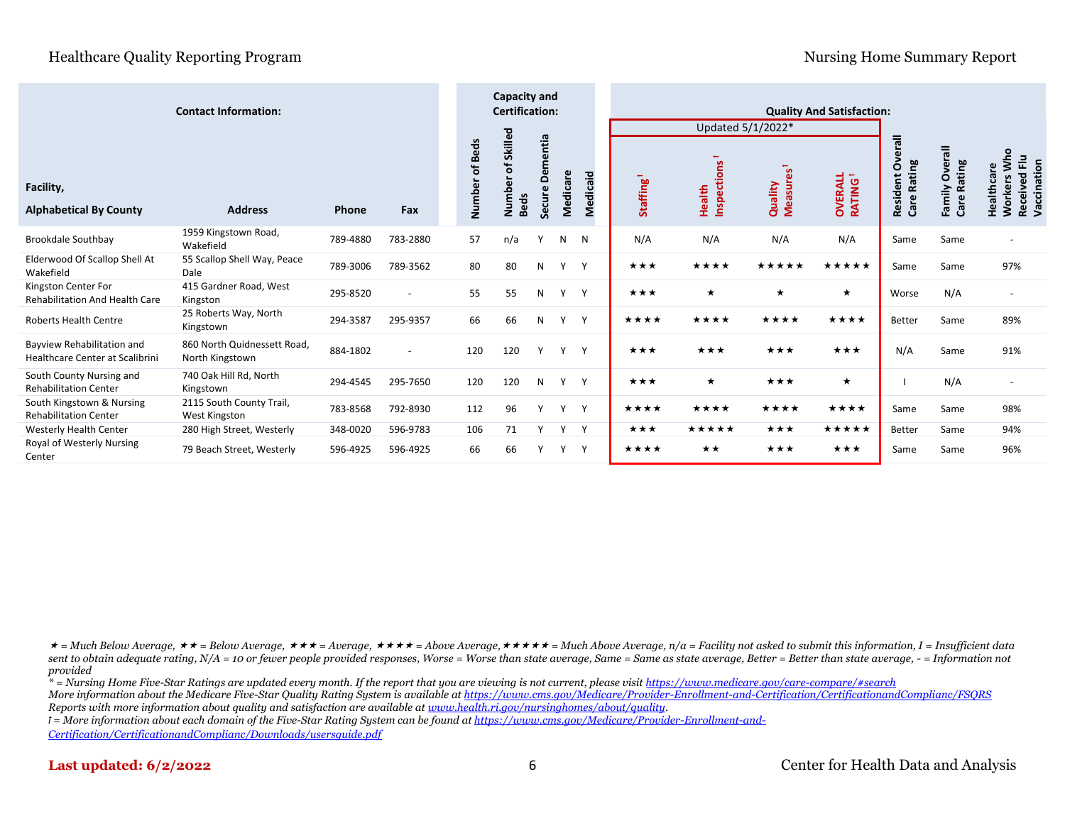| Contact Information: | | | | Capacity and Certification: | | | | | Quality And Satisfaction: | | | | | | |
|---|---|---|---|---|---|---|---|---|---|---|---|---|---|---|---|
| | | | | | | | | | Updated 5/1/2022* | | | | | | |
| Facility, Alphabetical By County | Address | Phone | Fax | Number of Beds | Number of Skilled Beds | Secure Dementia | Medicare | Medicaid | Staffing ł | Health Inspections ł | Quality Measures ł | OVERALL RATING ł | Resident Overall Care Rating | Family Overall Care Rating | Healthcare Workers Who Received Flu Vaccination |
| Brookdale Southbay | 1959 Kingstown Road, Wakefield | 789-4880 | 783-2880 | 57 | n/a | Y | N | N | N/A | N/A | N/A | N/A | Same | Same | - |
| Elderwood Of Scallop Shell At Wakefield | 55 Scallop Shell Way, Peace Dale | 789-3006 | 789-3562 | 80 | 80 | N | Y | Y | ★★★ | ★★★★ | ★★★★★ | ★★★★★ | Same | Same | 97% |
| Kingston Center For Rehabilitation And Health Care | 415 Gardner Road, West Kingston | 295-8520 | - | 55 | 55 | N | Y | Y | ★★★ | ★ | ★ | ★ | Worse | N/A | - |
| Roberts Health Centre | 25 Roberts Way, North Kingstown | 294-3587 | 295-9357 | 66 | 66 | N | Y | Y | ★★★★ | ★★★★ | ★★★★ | ★★★★ | Better | Same | 89% |
| Bayview Rehabilitation and Healthcare Center at Scalibrini | 860 North Quidnessett Road, North Kingstown | 884-1802 | - | 120 | 120 | Y | Y | Y | ★★★ | ★★★ | ★★★ | ★★★ | N/A | Same | 91% |
| South County Nursing and Rehabilitation Center | 740 Oak Hill Rd, North Kingstown | 294-4545 | 295-7650 | 120 | 120 | N | Y | Y | ★★★ | ★ | ★★★ | ★ | I | N/A | - |
| South Kingstown & Nursing Rehabilitation Center | 2115 South County Trail, West Kingston | 783-8568 | 792-8930 | 112 | 96 | Y | Y | Y | ★★★★ | ★★★★ | ★★★★ | ★★★★ | Same | Same | 98% |
| Westerly Health Center | 280 High Street, Westerly | 348-0020 | 596-9783 | 106 | 71 | Y | Y | Y | ★★★ | ★★★★★ | ★★★ | ★★★★★ | Better | Same | 94% |
| Royal of Westerly Nursing Center | 79 Beach Street, Westerly | 596-4925 | 596-4925 | 66 | 66 | Y | Y | Y | ★★★★ | ★★ | ★★★ | ★★★ | Same | Same | 96% |

*★ = Much Below Average, ★★ = Below Average, ★★★ = Average, ★★★★ = Above Average, ★★★★★ = Much Above Average, n/a = Facility not asked to submit this information, I = Insufficient data sent to obtain adequate rating, N/A = 10 or fewer people provided responses, Worse = Worse than state average, Same = Same as state average, Better = Better than state average, - = Information not provided*

*\* = Nursing Home Five-Star Ratings are updated every month. If the report that you are viewing is not current, please visit https://www.medicare.gov/care-compare/#search*

*More information about the Medicare Five-Star Quality Rating System is available at https://www.cms.gov/Medicare/Provider-Enrollment-and-Certification/CertificationandComplianc/FSQRS*

*Reports with more information about quality and satisfaction are available at www.health.ri.gov/nursinghomes/about/quality.*

*ł = More information about each domain of the Five-Star Rating System can be found at https://www.cms.gov/Medicare/Provider-Enrollment-and-Certification/CertificationandComplianc/Downloads/usersguide.pdf*

**Last updated: 6/2/2022**